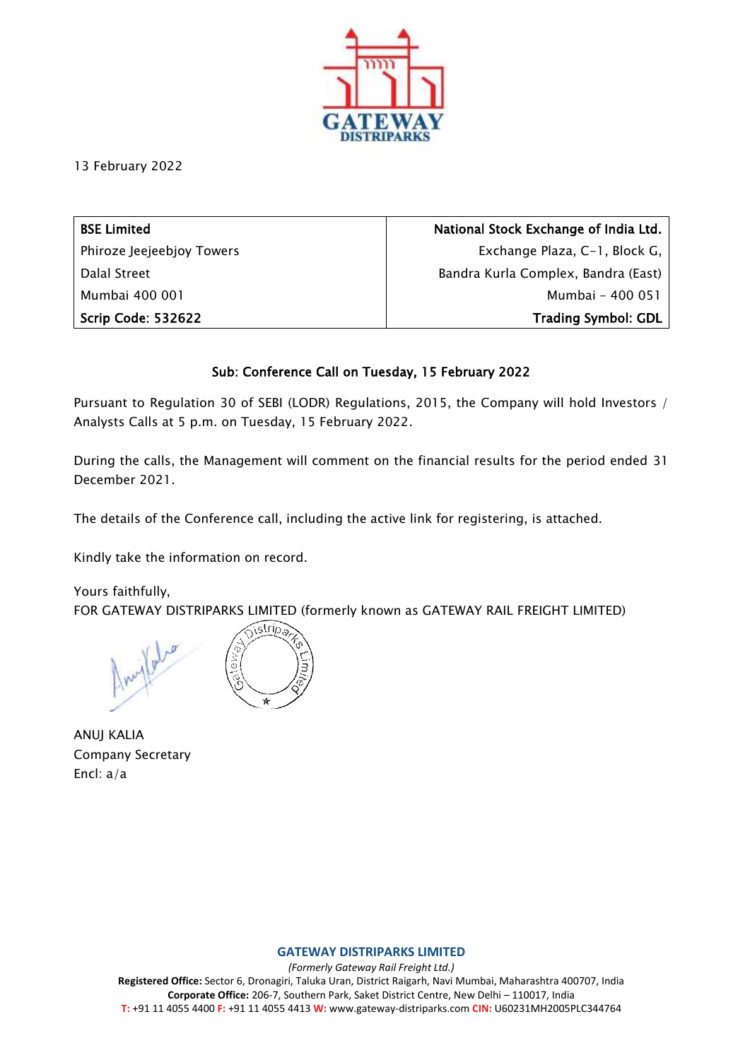13 February 2022

| **BSE Limited** | **National Stock Exchange of India Ltd.** |
|---|---|
| Phiroze Jeejeebjoy Towers | Exchange Plaza, C-1, Block G, |
| Dalal Street | Bandra Kurla Complex, Bandra (East) |
| Mumbai 400 001 | Mumbai - 400 051 |
| **Scrip Code: 532622** | **Trading Symbol: GDL** |

**Sub: Conference Call on Tuesday, 15 February 2022**

Pursuant to Regulation 30 of SEBI (LODR) Regulations, 2015, the Company will hold Investors / Analysts Calls at 5 p.m. on Tuesday, 15 February 2022.

During the calls, the Management will comment on the financial results for the period ended 31 December 2021.

The details of the Conference call, including the active link for registering, is attached.

Kindly take the information on record.

Yours faithfully,
FOR GATEWAY DISTRIPARKS LIMITED (formerly known as GATEWAY RAIL FREIGHT LIMITED)

ANUJ KALIA
Company Secretary
Encl: a/a

**GATEWAY DISTRIPARKS LIMITED**
*(Formerly Gateway Rail Freight Ltd.)*
**Registered Office:** Sector 6, Dronagiri, Taluka Uran, District Raigarh, Navi Mumbai, Maharashtra 400707, India
**Corporate Office:** 206-7, Southern Park, Saket District Centre, New Delhi – 110017, India
**T:** +91 11 4055 4400 **F:** +91 11 4055 4413 **W:** www.gateway-distriparks.com **CIN:** U60231MH2005PLC344764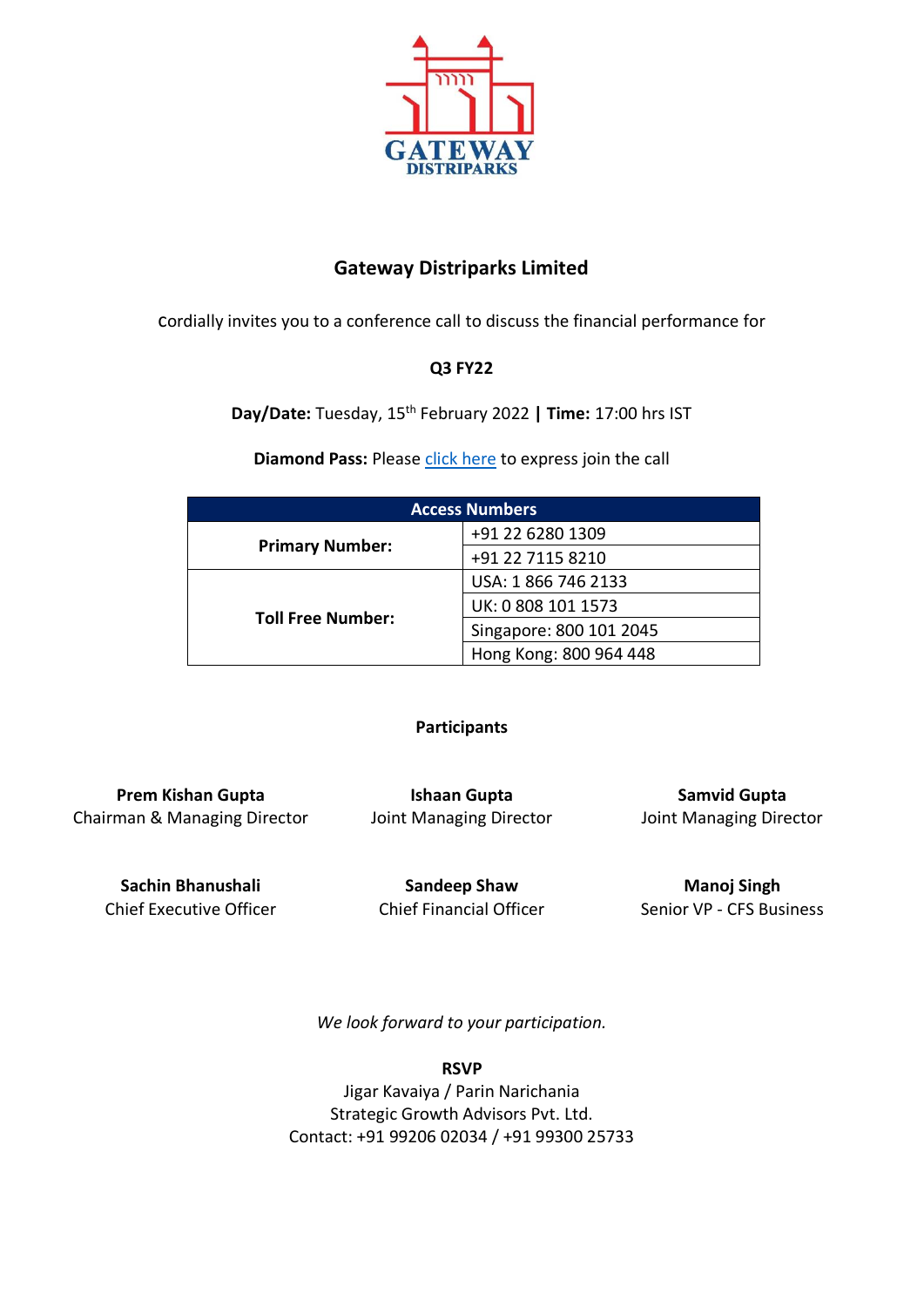GATEWAY
DISTRIPARKS

## Gateway Distriparks Limited

cordially invites you to a conference call to discuss the financial performance for

**Q3 FY22**

**Day/Date:** Tuesday, 15th February 2022 **| Time:** 17:00 hrs IST

**Diamond Pass:** Please click here to express join the call

| Access Numbers | |
|---|---|
| **Primary Number:** | +91 22 6280 1309 |
| | +91 22 7115 8210 |
| **Toll Free Number:** | USA: 1 866 746 2133 |
| | UK: 0 808 101 1573 |
| | Singapore: 800 101 2045 |
| | Hong Kong: 800 964 448 |

**Participants**

**Prem Kishan Gupta**
Chairman & Managing Director

**Ishaan Gupta**
Joint Managing Director

**Samvid Gupta**
Joint Managing Director

**Sachin Bhanushali**
Chief Executive Officer

**Sandeep Shaw**
Chief Financial Officer

**Manoj Singh**
Senior VP - CFS Business

*We look forward to your participation.*

**RSVP**
Jigar Kavaiya / Parin Narichania
Strategic Growth Advisors Pvt. Ltd.
Contact: +91 99206 02034 / +91 99300 25733